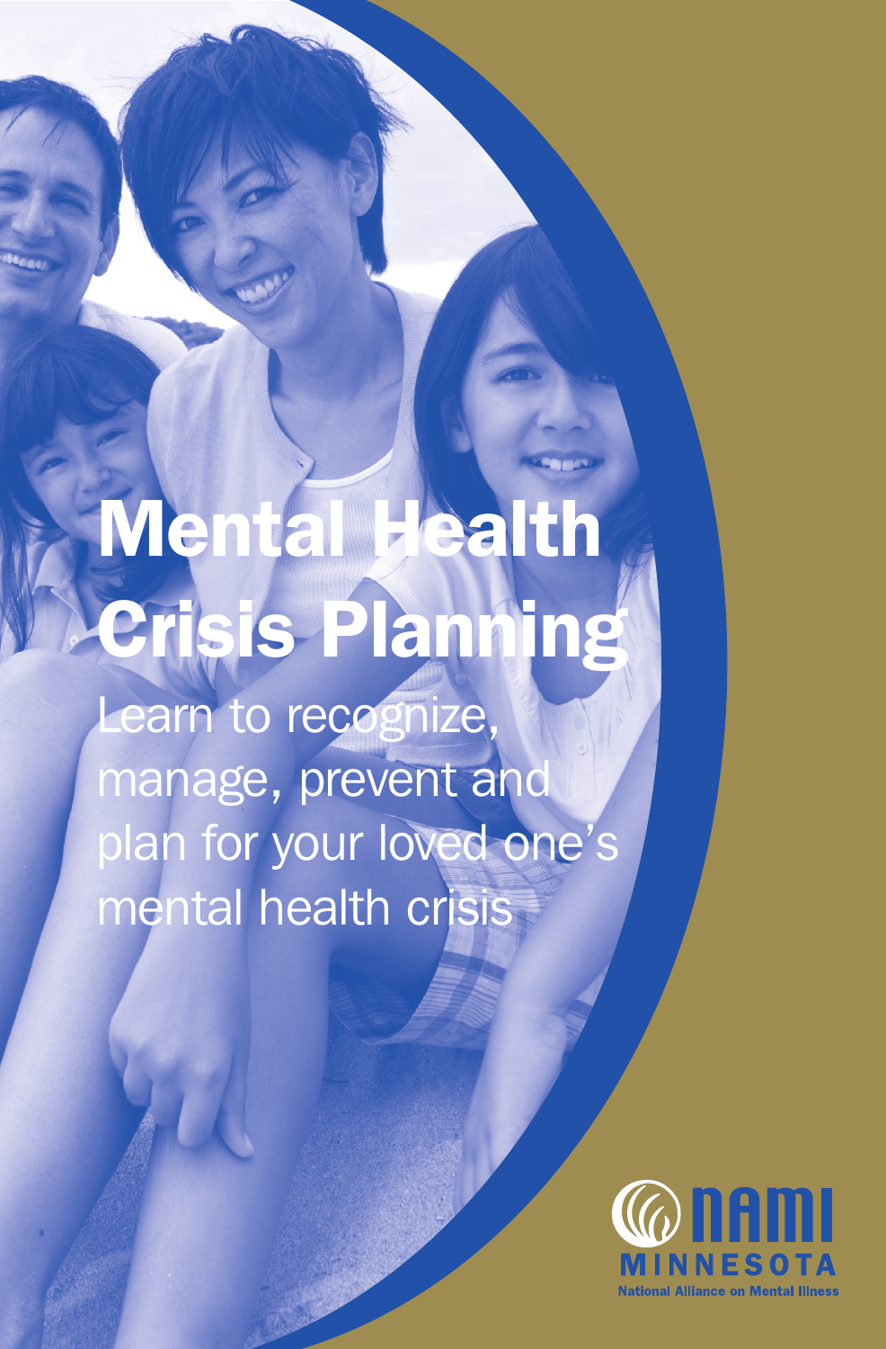# Mental Health Crisis Planning

Learn to recognize, manage, prevent and plan for your loved one's mental health crisis

NAMI MINNESOTA

National Alliance on Mental Illness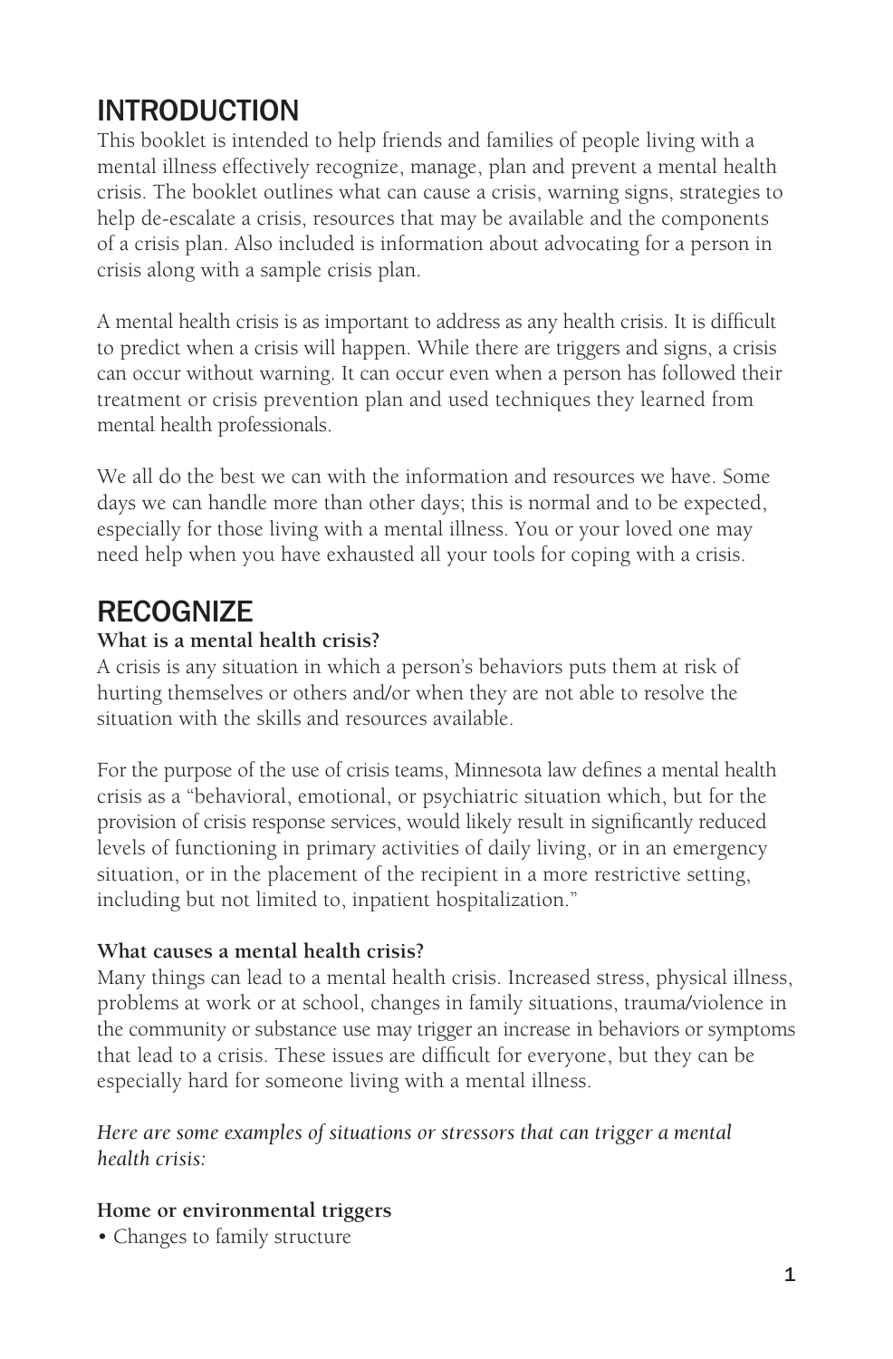## INTRODUCTION

This booklet is intended to help friends and families of people living with a mental illness effectively recognize, manage, plan and prevent a mental health crisis. The booklet outlines what can cause a crisis, warning signs, strategies to help de-escalate a crisis, resources that may be available and the components of a crisis plan. Also included is information about advocating for a person in crisis along with a sample crisis plan.

A mental health crisis is as important to address as any health crisis. It is difficult to predict when a crisis will happen. While there are triggers and signs, a crisis can occur without warning. It can occur even when a person has followed their treatment or crisis prevention plan and used techniques they learned from mental health professionals.

We all do the best we can with the information and resources we have. Some days we can handle more than other days; this is normal and to be expected, especially for those living with a mental illness. You or your loved one may need help when you have exhausted all your tools for coping with a crisis.

## RECOGNIZE

**What is a mental health crisis?**

A crisis is any situation in which a person's behaviors puts them at risk of hurting themselves or others and/or when they are not able to resolve the situation with the skills and resources available.

For the purpose of the use of crisis teams, Minnesota law defines a mental health crisis as a "behavioral, emotional, or psychiatric situation which, but for the provision of crisis response services, would likely result in significantly reduced levels of functioning in primary activities of daily living, or in an emergency situation, or in the placement of the recipient in a more restrictive setting, including but not limited to, inpatient hospitalization."

**What causes a mental health crisis?**

Many things can lead to a mental health crisis. Increased stress, physical illness, problems at work or at school, changes in family situations, trauma/violence in the community or substance use may trigger an increase in behaviors or symptoms that lead to a crisis. These issues are difficult for everyone, but they can be especially hard for someone living with a mental illness.

*Here are some examples of situations or stressors that can trigger a mental health crisis:*

**Home or environmental triggers**

- Changes to family structure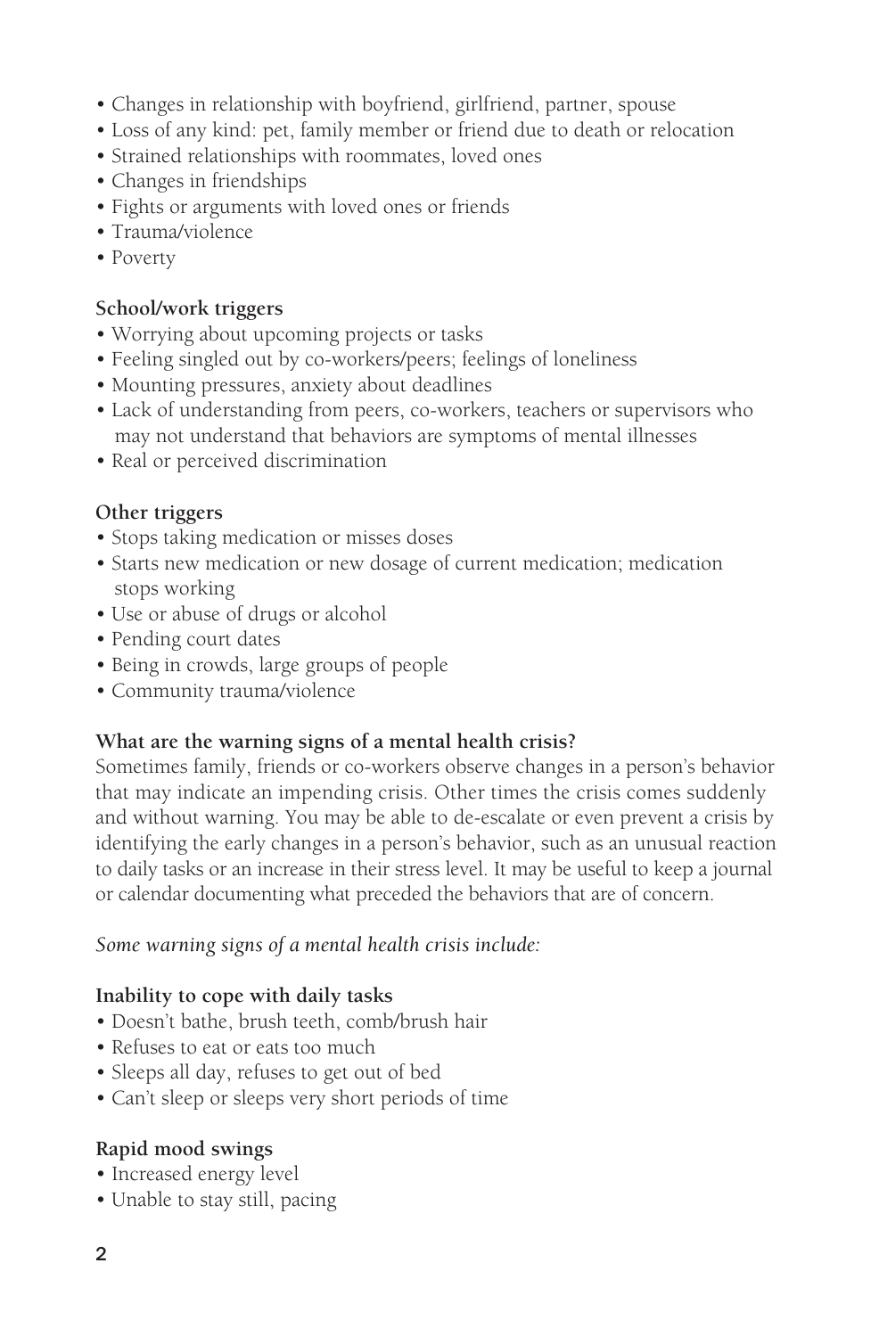- Changes in relationship with boyfriend, girlfriend, partner, spouse
- Loss of any kind: pet, family member or friend due to death or relocation
- Strained relationships with roommates, loved ones
- Changes in friendships
- Fights or arguments with loved ones or friends
- Trauma/violence
- Poverty

**School/work triggers**

- Worrying about upcoming projects or tasks
- Feeling singled out by co-workers/peers; feelings of loneliness
- Mounting pressures, anxiety about deadlines
- Lack of understanding from peers, co-workers, teachers or supervisors who may not understand that behaviors are symptoms of mental illnesses
- Real or perceived discrimination

**Other triggers**

- Stops taking medication or misses doses
- Starts new medication or new dosage of current medication; medication stops working
- Use or abuse of drugs or alcohol
- Pending court dates
- Being in crowds, large groups of people
- Community trauma/violence

**What are the warning signs of a mental health crisis?**

Sometimes family, friends or co-workers observe changes in a person's behavior that may indicate an impending crisis. Other times the crisis comes suddenly and without warning. You may be able to de-escalate or even prevent a crisis by identifying the early changes in a person's behavior, such as an unusual reaction to daily tasks or an increase in their stress level. It may be useful to keep a journal or calendar documenting what preceded the behaviors that are of concern.

*Some warning signs of a mental health crisis include:*

**Inability to cope with daily tasks**

- Doesn't bathe, brush teeth, comb/brush hair
- Refuses to eat or eats too much
- Sleeps all day, refuses to get out of bed
- Can't sleep or sleeps very short periods of time

**Rapid mood swings**

- Increased energy level
- Unable to stay still, pacing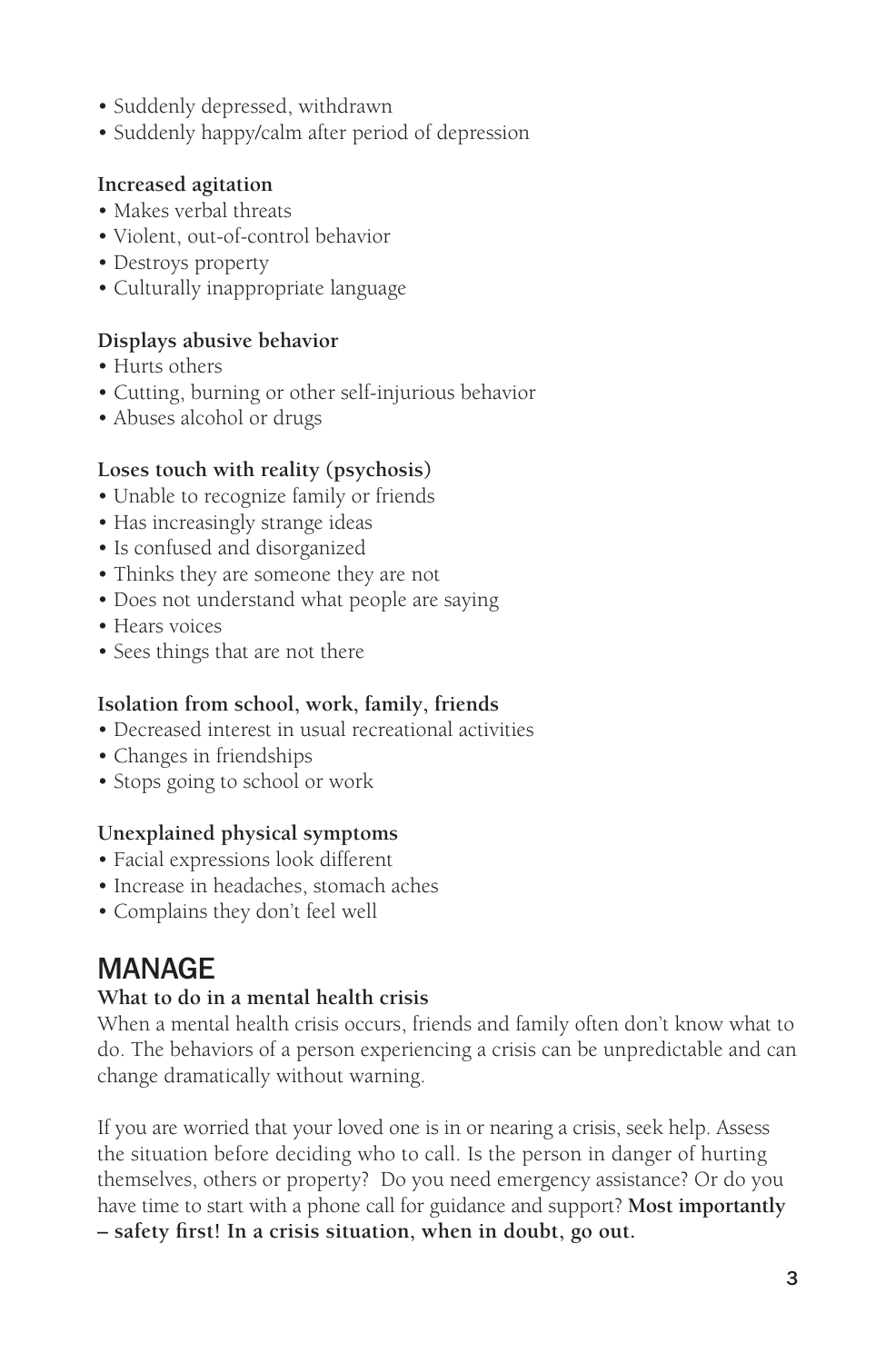- Suddenly depressed, withdrawn
- Suddenly happy/calm after period of depression

**Increased agitation**

- Makes verbal threats
- Violent, out-of-control behavior
- Destroys property
- Culturally inappropriate language

**Displays abusive behavior**

- Hurts others
- Cutting, burning or other self-injurious behavior
- Abuses alcohol or drugs

**Loses touch with reality (psychosis)**

- Unable to recognize family or friends
- Has increasingly strange ideas
- Is confused and disorganized
- Thinks they are someone they are not
- Does not understand what people are saying
- Hears voices
- Sees things that are not there

**Isolation from school, work, family, friends**

- Decreased interest in usual recreational activities
- Changes in friendships
- Stops going to school or work

**Unexplained physical symptoms**

- Facial expressions look different
- Increase in headaches, stomach aches
- Complains they don't feel well

## MANAGE

**What to do in a mental health crisis**

When a mental health crisis occurs, friends and family often don't know what to do. The behaviors of a person experiencing a crisis can be unpredictable and can change dramatically without warning.

If you are worried that your loved one is in or nearing a crisis, seek help. Assess the situation before deciding who to call. Is the person in danger of hurting themselves, others or property? Do you need emergency assistance? Or do you have time to start with a phone call for guidance and support? **Most importantly – safety first! In a crisis situation, when in doubt, go out.**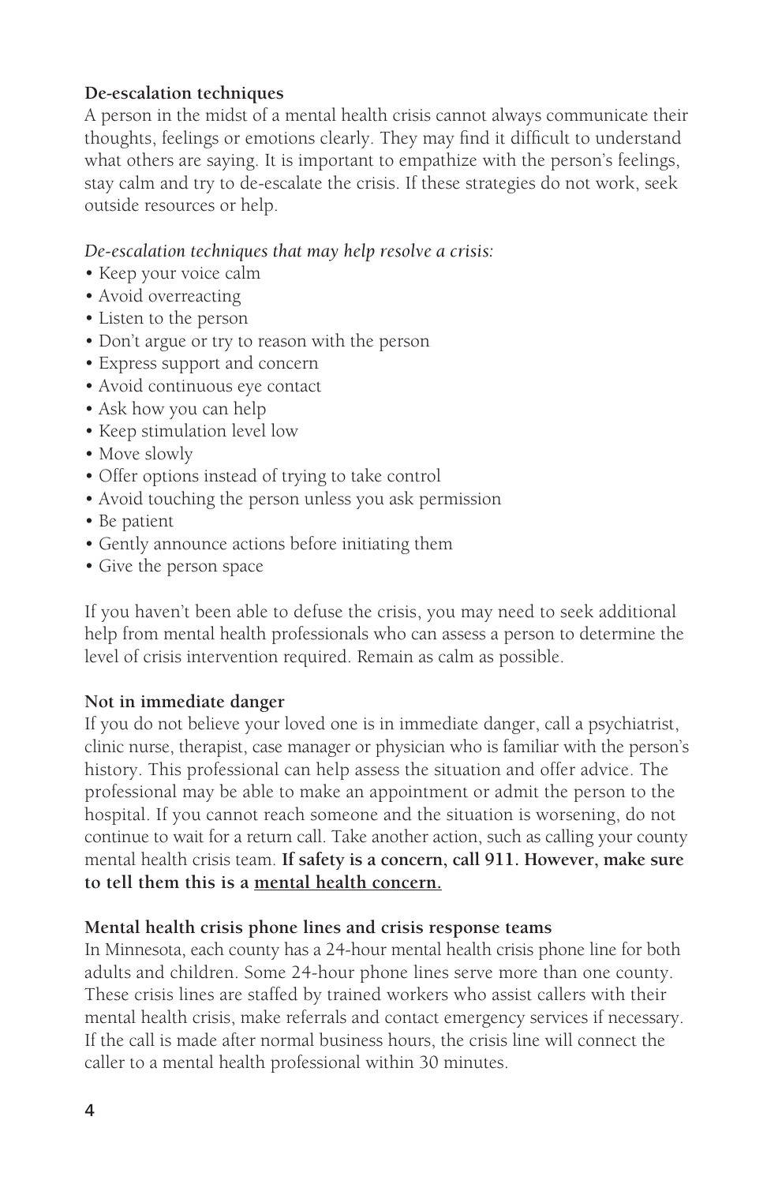### De-escalation techniques

A person in the midst of a mental health crisis cannot always communicate their thoughts, feelings or emotions clearly. They may find it difficult to understand what others are saying. It is important to empathize with the person's feelings, stay calm and try to de-escalate the crisis. If these strategies do not work, seek outside resources or help.

*De-escalation techniques that may help resolve a crisis:*

- Keep your voice calm
- Avoid overreacting
- Listen to the person
- Don't argue or try to reason with the person
- Express support and concern
- Avoid continuous eye contact
- Ask how you can help
- Keep stimulation level low
- Move slowly
- Offer options instead of trying to take control
- Avoid touching the person unless you ask permission
- Be patient
- Gently announce actions before initiating them
- Give the person space

If you haven't been able to defuse the crisis, you may need to seek additional help from mental health professionals who can assess a person to determine the level of crisis intervention required. Remain as calm as possible.

### Not in immediate danger

If you do not believe your loved one is in immediate danger, call a psychiatrist, clinic nurse, therapist, case manager or physician who is familiar with the person's history. This professional can help assess the situation and offer advice. The professional may be able to make an appointment or admit the person to the hospital. If you cannot reach someone and the situation is worsening, do not continue to wait for a return call. Take another action, such as calling your county mental health crisis team. **If safety is a concern, call 911. However, make sure to tell them this is a mental health concern.**

### Mental health crisis phone lines and crisis response teams

In Minnesota, each county has a 24-hour mental health crisis phone line for both adults and children. Some 24-hour phone lines serve more than one county. These crisis lines are staffed by trained workers who assist callers with their mental health crisis, make referrals and contact emergency services if necessary. If the call is made after normal business hours, the crisis line will connect the caller to a mental health professional within 30 minutes.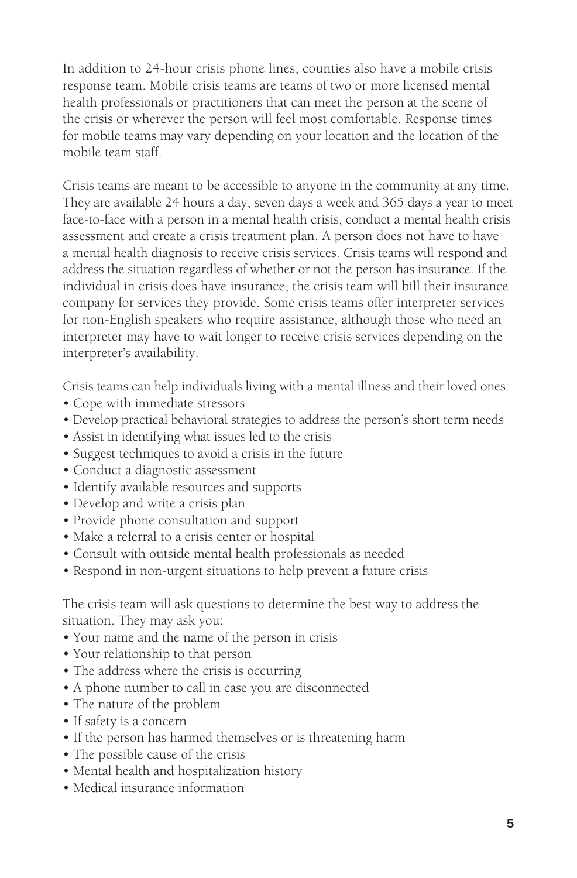In addition to 24-hour crisis phone lines, counties also have a mobile crisis response team. Mobile crisis teams are teams of two or more licensed mental health professionals or practitioners that can meet the person at the scene of the crisis or wherever the person will feel most comfortable. Response times for mobile teams may vary depending on your location and the location of the mobile team staff.

Crisis teams are meant to be accessible to anyone in the community at any time. They are available 24 hours a day, seven days a week and 365 days a year to meet face-to-face with a person in a mental health crisis, conduct a mental health crisis assessment and create a crisis treatment plan. A person does not have to have a mental health diagnosis to receive crisis services. Crisis teams will respond and address the situation regardless of whether or not the person has insurance. If the individual in crisis does have insurance, the crisis team will bill their insurance company for services they provide. Some crisis teams offer interpreter services for non-English speakers who require assistance, although those who need an interpreter may have to wait longer to receive crisis services depending on the interpreter's availability.

Crisis teams can help individuals living with a mental illness and their loved ones:

- Cope with immediate stressors
- Develop practical behavioral strategies to address the person's short term needs
- Assist in identifying what issues led to the crisis
- Suggest techniques to avoid a crisis in the future
- Conduct a diagnostic assessment
- Identify available resources and supports
- Develop and write a crisis plan
- Provide phone consultation and support
- Make a referral to a crisis center or hospital
- Consult with outside mental health professionals as needed
- Respond in non-urgent situations to help prevent a future crisis

The crisis team will ask questions to determine the best way to address the situation. They may ask you:

- Your name and the name of the person in crisis
- Your relationship to that person
- The address where the crisis is occurring
- A phone number to call in case you are disconnected
- The nature of the problem
- If safety is a concern
- If the person has harmed themselves or is threatening harm
- The possible cause of the crisis
- Mental health and hospitalization history
- Medical insurance information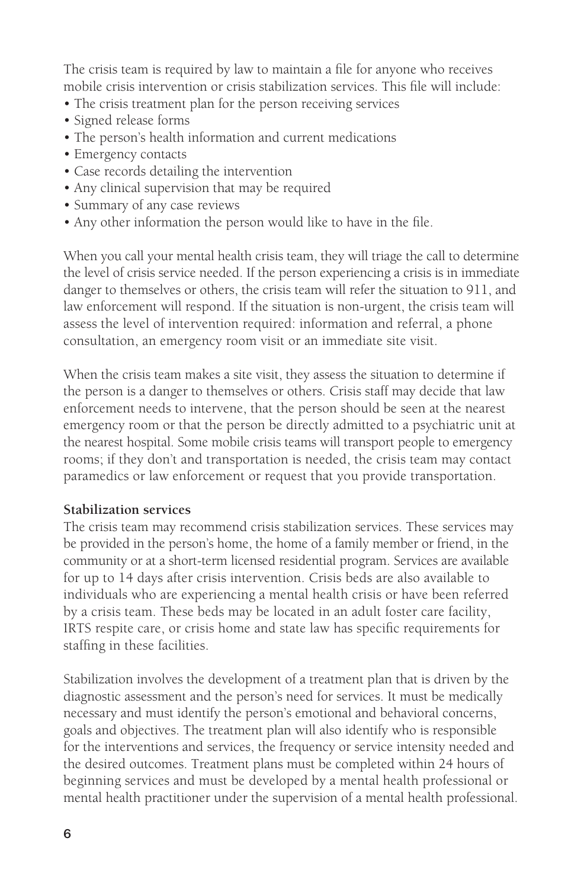The crisis team is required by law to maintain a file for anyone who receives mobile crisis intervention or crisis stabilization services. This file will include:

- The crisis treatment plan for the person receiving services
- Signed release forms
- The person's health information and current medications
- Emergency contacts
- Case records detailing the intervention
- Any clinical supervision that may be required
- Summary of any case reviews
- Any other information the person would like to have in the file.

When you call your mental health crisis team, they will triage the call to determine the level of crisis service needed. If the person experiencing a crisis is in immediate danger to themselves or others, the crisis team will refer the situation to 911, and law enforcement will respond. If the situation is non-urgent, the crisis team will assess the level of intervention required: information and referral, a phone consultation, an emergency room visit or an immediate site visit.

When the crisis team makes a site visit, they assess the situation to determine if the person is a danger to themselves or others. Crisis staff may decide that law enforcement needs to intervene, that the person should be seen at the nearest emergency room or that the person be directly admitted to a psychiatric unit at the nearest hospital. Some mobile crisis teams will transport people to emergency rooms; if they don't and transportation is needed, the crisis team may contact paramedics or law enforcement or request that you provide transportation.

**Stabilization services**

The crisis team may recommend crisis stabilization services. These services may be provided in the person's home, the home of a family member or friend, in the community or at a short-term licensed residential program. Services are available for up to 14 days after crisis intervention. Crisis beds are also available to individuals who are experiencing a mental health crisis or have been referred by a crisis team. These beds may be located in an adult foster care facility, IRTS respite care, or crisis home and state law has specific requirements for staffing in these facilities.

Stabilization involves the development of a treatment plan that is driven by the diagnostic assessment and the person's need for services. It must be medically necessary and must identify the person's emotional and behavioral concerns, goals and objectives. The treatment plan will also identify who is responsible for the interventions and services, the frequency or service intensity needed and the desired outcomes. Treatment plans must be completed within 24 hours of beginning services and must be developed by a mental health professional or mental health practitioner under the supervision of a mental health professional.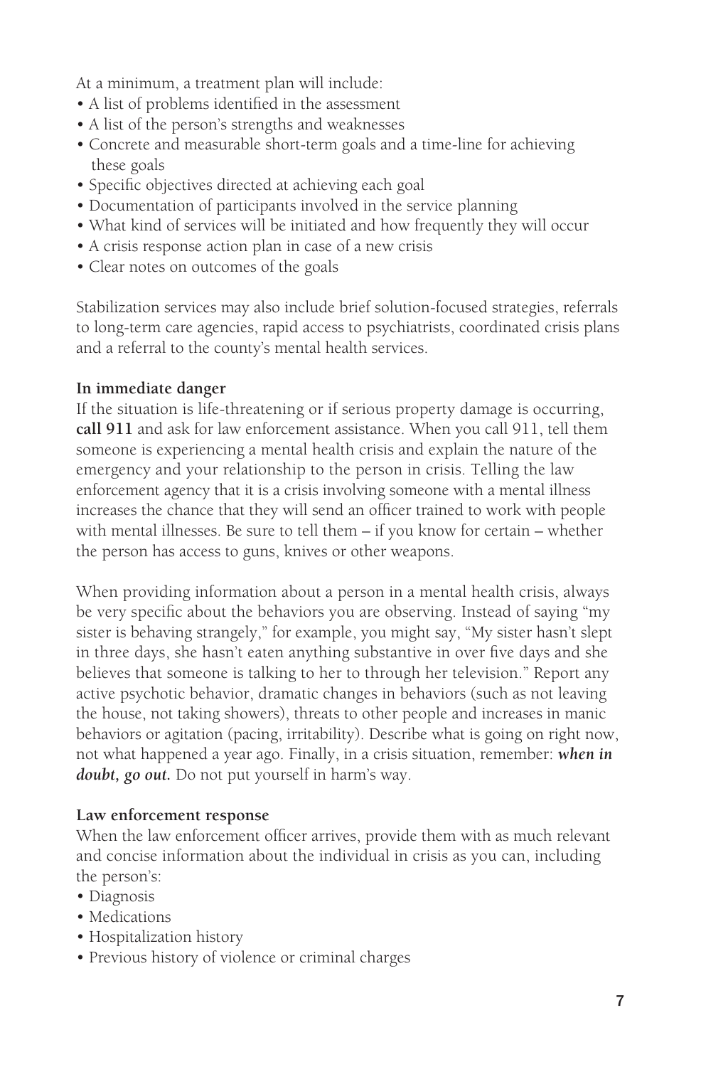At a minimum, a treatment plan will include:

- A list of problems identified in the assessment
- A list of the person's strengths and weaknesses
- Concrete and measurable short-term goals and a time-line for achieving these goals
- Specific objectives directed at achieving each goal
- Documentation of participants involved in the service planning
- What kind of services will be initiated and how frequently they will occur
- A crisis response action plan in case of a new crisis
- Clear notes on outcomes of the goals

Stabilization services may also include brief solution-focused strategies, referrals to long-term care agencies, rapid access to psychiatrists, coordinated crisis plans and a referral to the county's mental health services.

**In immediate danger**

If the situation is life-threatening or if serious property damage is occurring, **call 911** and ask for law enforcement assistance. When you call 911, tell them someone is experiencing a mental health crisis and explain the nature of the emergency and your relationship to the person in crisis. Telling the law enforcement agency that it is a crisis involving someone with a mental illness increases the chance that they will send an officer trained to work with people with mental illnesses. Be sure to tell them – if you know for certain – whether the person has access to guns, knives or other weapons.

When providing information about a person in a mental health crisis, always be very specific about the behaviors you are observing. Instead of saying "my sister is behaving strangely," for example, you might say, "My sister hasn't slept in three days, she hasn't eaten anything substantive in over five days and she believes that someone is talking to her to through her television." Report any active psychotic behavior, dramatic changes in behaviors (such as not leaving the house, not taking showers), threats to other people and increases in manic behaviors or agitation (pacing, irritability). Describe what is going on right now, not what happened a year ago. Finally, in a crisis situation, remember: ***when in doubt, go out.*** Do not put yourself in harm's way.

**Law enforcement response**

When the law enforcement officer arrives, provide them with as much relevant and concise information about the individual in crisis as you can, including the person's:

- Diagnosis
- Medications
- Hospitalization history
- Previous history of violence or criminal charges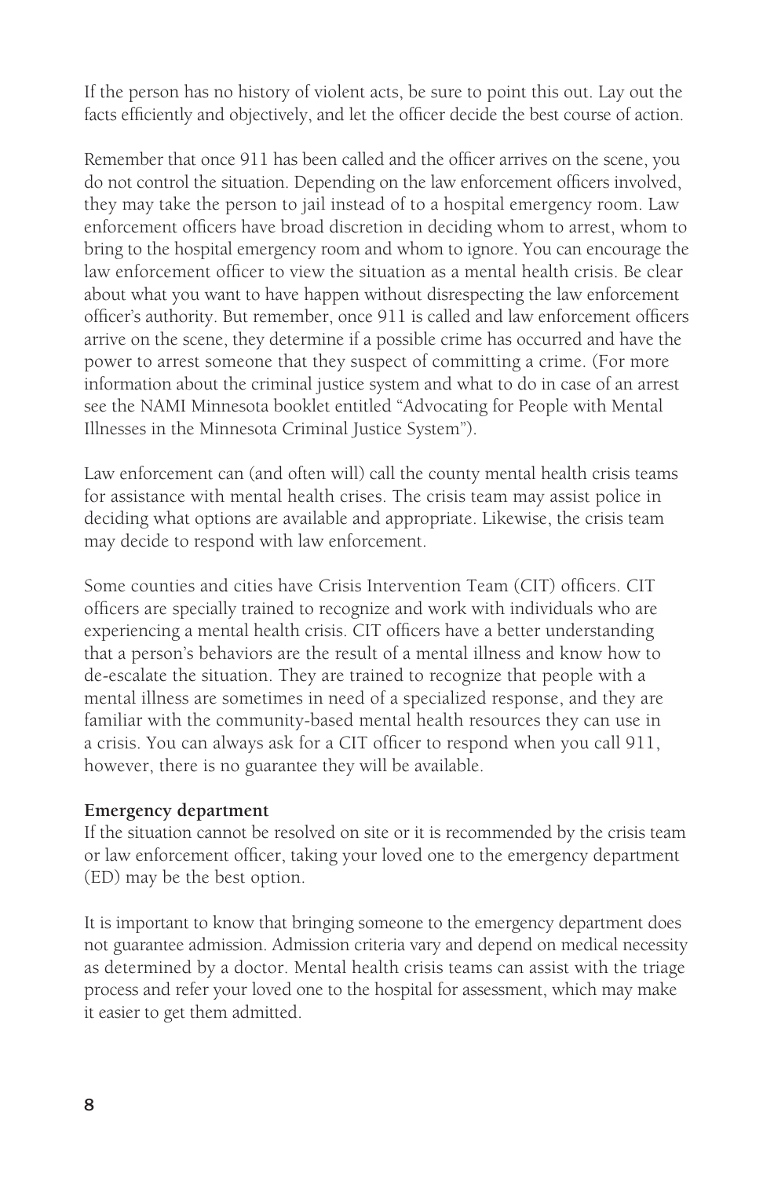If the person has no history of violent acts, be sure to point this out. Lay out the facts efficiently and objectively, and let the officer decide the best course of action.

Remember that once 911 has been called and the officer arrives on the scene, you do not control the situation. Depending on the law enforcement officers involved, they may take the person to jail instead of to a hospital emergency room. Law enforcement officers have broad discretion in deciding whom to arrest, whom to bring to the hospital emergency room and whom to ignore. You can encourage the law enforcement officer to view the situation as a mental health crisis. Be clear about what you want to have happen without disrespecting the law enforcement officer's authority. But remember, once 911 is called and law enforcement officers arrive on the scene, they determine if a possible crime has occurred and have the power to arrest someone that they suspect of committing a crime. (For more information about the criminal justice system and what to do in case of an arrest see the NAMI Minnesota booklet entitled "Advocating for People with Mental Illnesses in the Minnesota Criminal Justice System").

Law enforcement can (and often will) call the county mental health crisis teams for assistance with mental health crises. The crisis team may assist police in deciding what options are available and appropriate. Likewise, the crisis team may decide to respond with law enforcement.

Some counties and cities have Crisis Intervention Team (CIT) officers. CIT officers are specially trained to recognize and work with individuals who are experiencing a mental health crisis. CIT officers have a better understanding that a person's behaviors are the result of a mental illness and know how to de-escalate the situation. They are trained to recognize that people with a mental illness are sometimes in need of a specialized response, and they are familiar with the community-based mental health resources they can use in a crisis. You can always ask for a CIT officer to respond when you call 911, however, there is no guarantee they will be available.

**Emergency department**

If the situation cannot be resolved on site or it is recommended by the crisis team or law enforcement officer, taking your loved one to the emergency department (ED) may be the best option.

It is important to know that bringing someone to the emergency department does not guarantee admission. Admission criteria vary and depend on medical necessity as determined by a doctor. Mental health crisis teams can assist with the triage process and refer your loved one to the hospital for assessment, which may make it easier to get them admitted.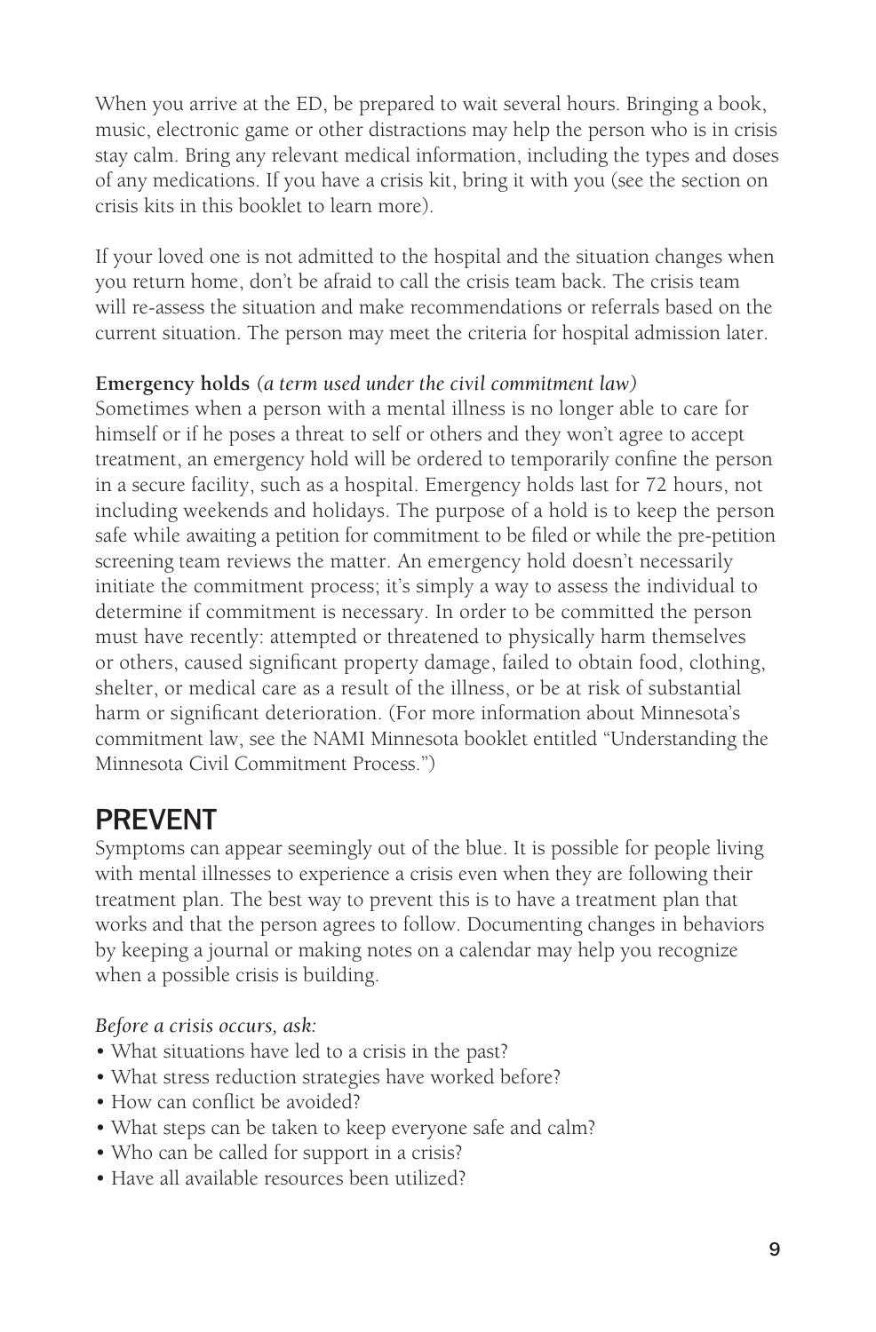When you arrive at the ED, be prepared to wait several hours. Bringing a book, music, electronic game or other distractions may help the person who is in crisis stay calm. Bring any relevant medical information, including the types and doses of any medications. If you have a crisis kit, bring it with you (see the section on crisis kits in this booklet to learn more).

If your loved one is not admitted to the hospital and the situation changes when you return home, don't be afraid to call the crisis team back. The crisis team will re-assess the situation and make recommendations or referrals based on the current situation. The person may meet the criteria for hospital admission later.

**Emergency holds** *(a term used under the civil commitment law)*
Sometimes when a person with a mental illness is no longer able to care for himself or if he poses a threat to self or others and they won't agree to accept treatment, an emergency hold will be ordered to temporarily confine the person in a secure facility, such as a hospital. Emergency holds last for 72 hours, not including weekends and holidays. The purpose of a hold is to keep the person safe while awaiting a petition for commitment to be filed or while the pre-petition screening team reviews the matter. An emergency hold doesn't necessarily initiate the commitment process; it's simply a way to assess the individual to determine if commitment is necessary. In order to be committed the person must have recently: attempted or threatened to physically harm themselves or others, caused significant property damage, failed to obtain food, clothing, shelter, or medical care as a result of the illness, or be at risk of substantial harm or significant deterioration. (For more information about Minnesota's commitment law, see the NAMI Minnesota booklet entitled "Understanding the Minnesota Civil Commitment Process.")

## PREVENT

Symptoms can appear seemingly out of the blue. It is possible for people living with mental illnesses to experience a crisis even when they are following their treatment plan. The best way to prevent this is to have a treatment plan that works and that the person agrees to follow. Documenting changes in behaviors by keeping a journal or making notes on a calendar may help you recognize when a possible crisis is building.

*Before a crisis occurs, ask:*

- What situations have led to a crisis in the past?
- What stress reduction strategies have worked before?
- How can conflict be avoided?
- What steps can be taken to keep everyone safe and calm?
- Who can be called for support in a crisis?
- Have all available resources been utilized?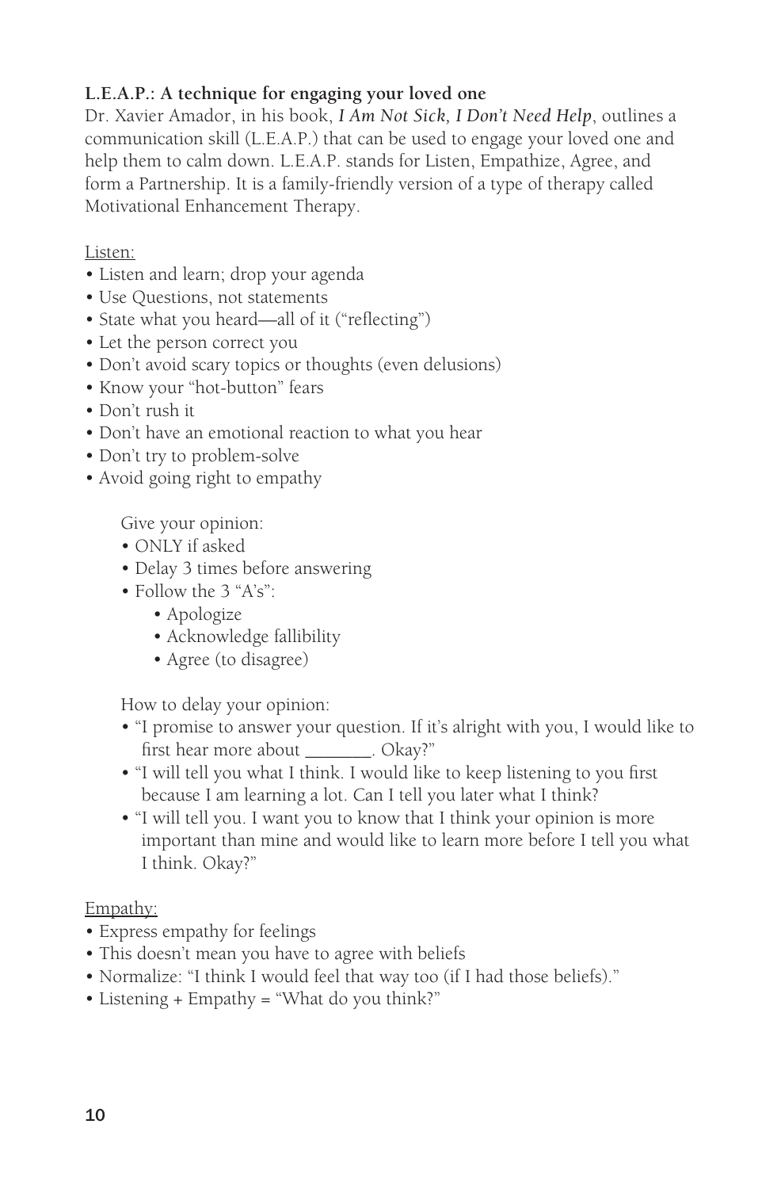**L.E.A.P.: A technique for engaging your loved one**

Dr. Xavier Amador, in his book, ***I Am Not Sick, I Don't Need Help***, outlines a communication skill (L.E.A.P.) that can be used to engage your loved one and help them to calm down. L.E.A.P. stands for Listen, Empathize, Agree, and form a Partnership. It is a family-friendly version of a type of therapy called Motivational Enhancement Therapy.

Listen:

- Listen and learn; drop your agenda
- Use Questions, not statements
- State what you heard—all of it ("reflecting")
- Let the person correct you
- Don't avoid scary topics or thoughts (even delusions)
- Know your "hot-button" fears
- Don't rush it
- Don't have an emotional reaction to what you hear
- Don't try to problem-solve
- Avoid going right to empathy

  Give your opinion:

  - ONLY if asked
  - Delay 3 times before answering
  - Follow the 3 "A's":
    - Apologize
    - Acknowledge fallibility
    - Agree (to disagree)

  How to delay your opinion:

  - "I promise to answer your question. If it's alright with you, I would like to first hear more about _______. Okay?"
  - "I will tell you what I think. I would like to keep listening to you first because I am learning a lot. Can I tell you later what I think?
  - "I will tell you. I want you to know that I think your opinion is more important than mine and would like to learn more before I tell you what I think. Okay?"

Empathy:

- Express empathy for feelings
- This doesn't mean you have to agree with beliefs
- Normalize: "I think I would feel that way too (if I had those beliefs)."
- Listening + Empathy = "What do you think?"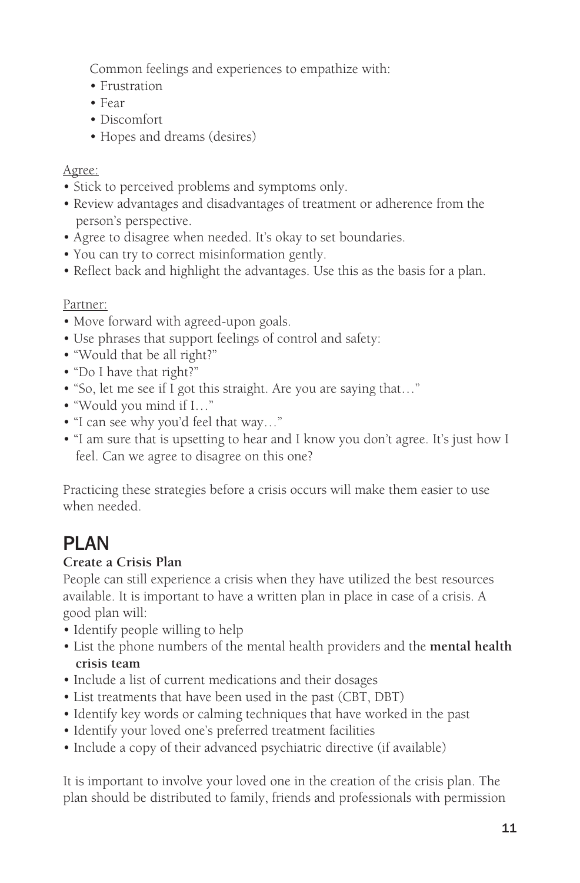Common feelings and experiences to empathize with:

- Frustration
- Fear
- Discomfort
- Hopes and dreams (desires)

Agree:

- Stick to perceived problems and symptoms only.
- Review advantages and disadvantages of treatment or adherence from the person's perspective.
- Agree to disagree when needed. It's okay to set boundaries.
- You can try to correct misinformation gently.
- Reflect back and highlight the advantages. Use this as the basis for a plan.

Partner:

- Move forward with agreed-upon goals.
- Use phrases that support feelings of control and safety:
- "Would that be all right?"
- "Do I have that right?"
- "So, let me see if I got this straight. Are you are saying that…"
- "Would you mind if I…"
- "I can see why you'd feel that way…"
- "I am sure that is upsetting to hear and I know you don't agree. It's just how I feel. Can we agree to disagree on this one?

Practicing these strategies before a crisis occurs will make them easier to use when needed.

## PLAN

**Create a Crisis Plan**

People can still experience a crisis when they have utilized the best resources available. It is important to have a written plan in place in case of a crisis. A good plan will:

- Identify people willing to help
- List the phone numbers of the mental health providers and the **mental health crisis team**
- Include a list of current medications and their dosages
- List treatments that have been used in the past (CBT, DBT)
- Identify key words or calming techniques that have worked in the past
- Identify your loved one's preferred treatment facilities
- Include a copy of their advanced psychiatric directive (if available)

It is important to involve your loved one in the creation of the crisis plan. The plan should be distributed to family, friends and professionals with permission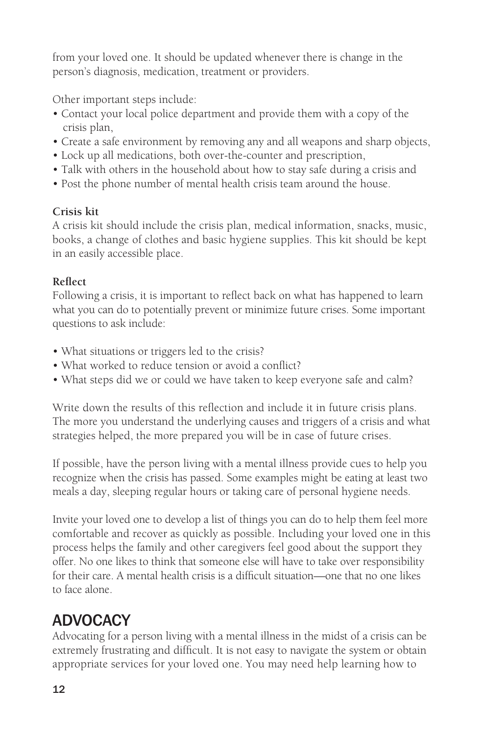from your loved one. It should be updated whenever there is change in the person's diagnosis, medication, treatment or providers.

Other important steps include:

- Contact your local police department and provide them with a copy of the crisis plan,
- Create a safe environment by removing any and all weapons and sharp objects,
- Lock up all medications, both over-the-counter and prescription,
- Talk with others in the household about how to stay safe during a crisis and
- Post the phone number of mental health crisis team around the house.

**Crisis kit**

A crisis kit should include the crisis plan, medical information, snacks, music, books, a change of clothes and basic hygiene supplies. This kit should be kept in an easily accessible place.

**Reflect**

Following a crisis, it is important to reflect back on what has happened to learn what you can do to potentially prevent or minimize future crises. Some important questions to ask include:

- What situations or triggers led to the crisis?
- What worked to reduce tension or avoid a conflict?
- What steps did we or could we have taken to keep everyone safe and calm?

Write down the results of this reflection and include it in future crisis plans. The more you understand the underlying causes and triggers of a crisis and what strategies helped, the more prepared you will be in case of future crises.

If possible, have the person living with a mental illness provide cues to help you recognize when the crisis has passed. Some examples might be eating at least two meals a day, sleeping regular hours or taking care of personal hygiene needs.

Invite your loved one to develop a list of things you can do to help them feel more comfortable and recover as quickly as possible. Including your loved one in this process helps the family and other caregivers feel good about the support they offer. No one likes to think that someone else will have to take over responsibility for their care. A mental health crisis is a difficult situation—one that no one likes to face alone.

## ADVOCACY

Advocating for a person living with a mental illness in the midst of a crisis can be extremely frustrating and difficult. It is not easy to navigate the system or obtain appropriate services for your loved one. You may need help learning how to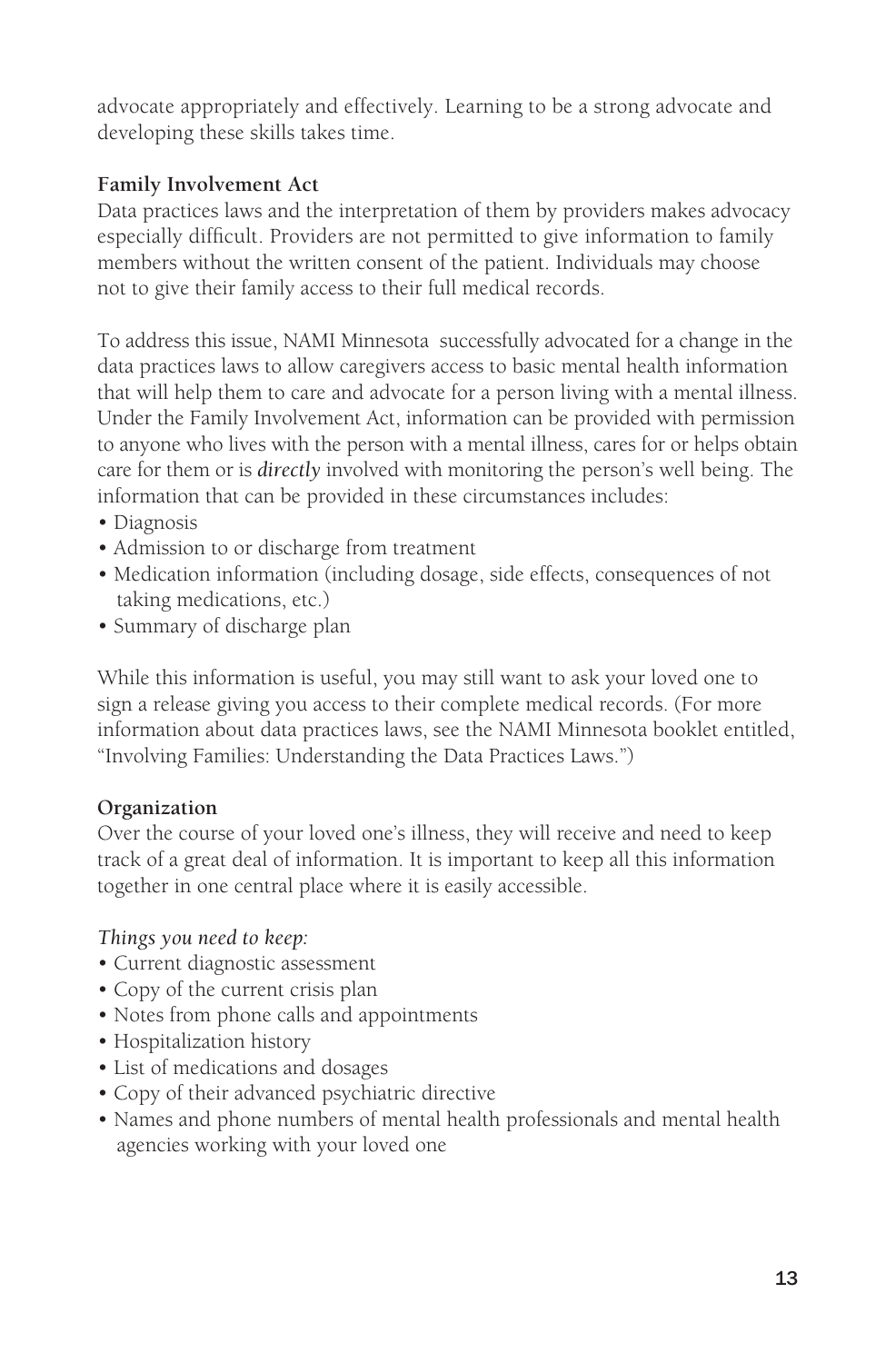advocate appropriately and effectively. Learning to be a strong advocate and developing these skills takes time.

### Family Involvement Act

Data practices laws and the interpretation of them by providers makes advocacy especially difficult. Providers are not permitted to give information to family members without the written consent of the patient. Individuals may choose not to give their family access to their full medical records.

To address this issue, NAMI Minnesota successfully advocated for a change in the data practices laws to allow caregivers access to basic mental health information that will help them to care and advocate for a person living with a mental illness. Under the Family Involvement Act, information can be provided with permission to anyone who lives with the person with a mental illness, cares for or helps obtain care for them or is ***directly*** involved with monitoring the person's well being. The information that can be provided in these circumstances includes:

- Diagnosis
- Admission to or discharge from treatment
- Medication information (including dosage, side effects, consequences of not taking medications, etc.)
- Summary of discharge plan

While this information is useful, you may still want to ask your loved one to sign a release giving you access to their complete medical records. (For more information about data practices laws, see the NAMI Minnesota booklet entitled, "Involving Families: Understanding the Data Practices Laws.")

### Organization

Over the course of your loved one's illness, they will receive and need to keep track of a great deal of information. It is important to keep all this information together in one central place where it is easily accessible.

*Things you need to keep:*

- Current diagnostic assessment
- Copy of the current crisis plan
- Notes from phone calls and appointments
- Hospitalization history
- List of medications and dosages
- Copy of their advanced psychiatric directive
- Names and phone numbers of mental health professionals and mental health agencies working with your loved one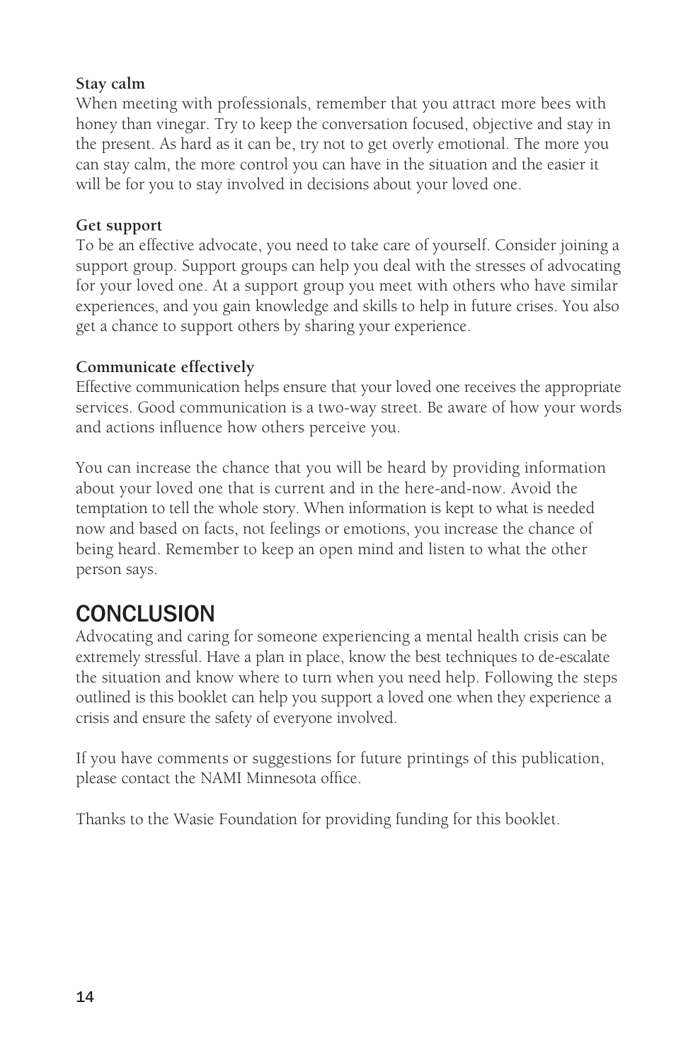**Stay calm**

When meeting with professionals, remember that you attract more bees with honey than vinegar. Try to keep the conversation focused, objective and stay in the present. As hard as it can be, try not to get overly emotional. The more you can stay calm, the more control you can have in the situation and the easier it will be for you to stay involved in decisions about your loved one.

**Get support**

To be an effective advocate, you need to take care of yourself. Consider joining a support group. Support groups can help you deal with the stresses of advocating for your loved one. At a support group you meet with others who have similar experiences, and you gain knowledge and skills to help in future crises. You also get a chance to support others by sharing your experience.

**Communicate effectively**

Effective communication helps ensure that your loved one receives the appropriate services. Good communication is a two-way street. Be aware of how your words and actions influence how others perceive you.

You can increase the chance that you will be heard by providing information about your loved one that is current and in the here-and-now. Avoid the temptation to tell the whole story. When information is kept to what is needed now and based on facts, not feelings or emotions, you increase the chance of being heard. Remember to keep an open mind and listen to what the other person says.

## CONCLUSION

Advocating and caring for someone experiencing a mental health crisis can be extremely stressful. Have a plan in place, know the best techniques to de-escalate the situation and know where to turn when you need help. Following the steps outlined is this booklet can help you support a loved one when they experience a crisis and ensure the safety of everyone involved.

If you have comments or suggestions for future printings of this publication, please contact the NAMI Minnesota office.

Thanks to the Wasie Foundation for providing funding for this booklet.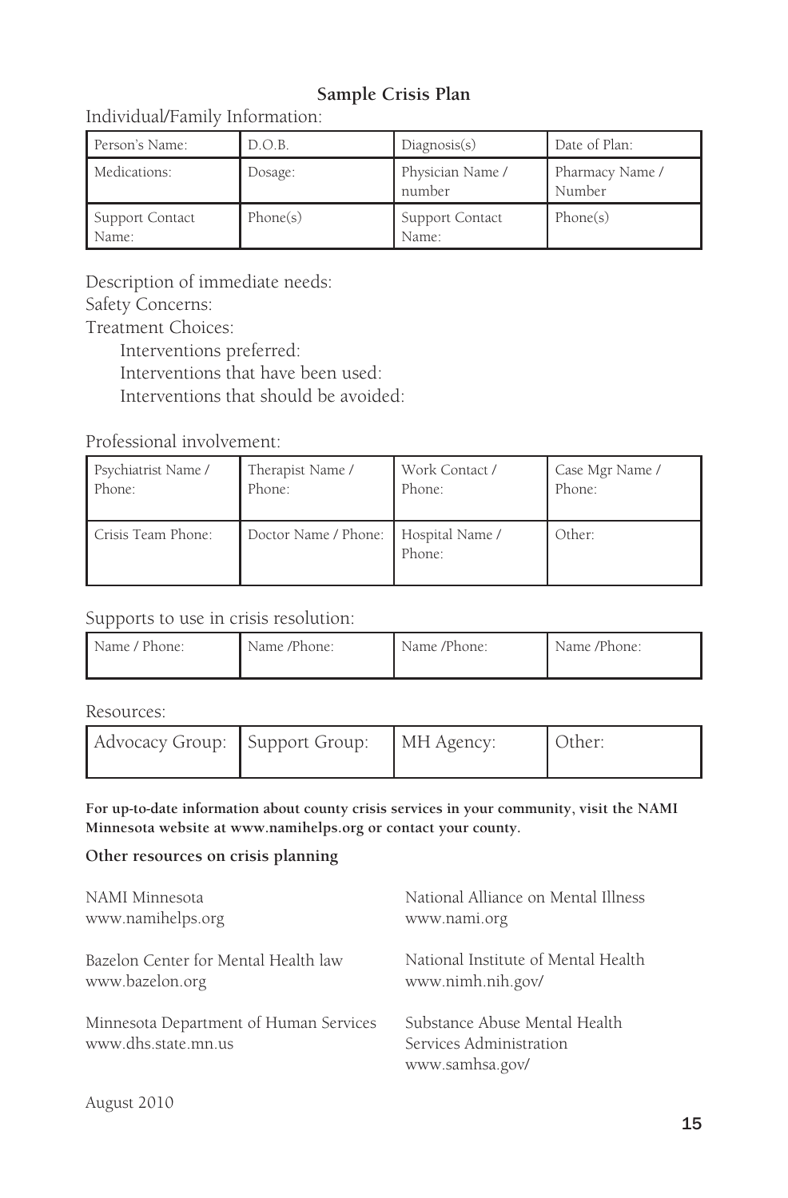## Sample Crisis Plan

Individual/Family Information:

| Person's Name: | D.O.B. | Diagnosis(s) | Date of Plan: |
|---|---|---|---|
| Medications: | Dosage: | Physician Name / number | Pharmacy Name / Number |
| Support Contact Name: | Phone(s) | Support Contact Name: | Phone(s) |

Description of immediate needs:

Safety Concerns:

Treatment Choices:

- Interventions preferred:
- Interventions that have been used:
- Interventions that should be avoided:

Professional involvement:

| Psychiatrist Name / Phone: | Therapist Name / Phone: | Work Contact / Phone: | Case Mgr Name / Phone: |
|---|---|---|---|
| Crisis Team Phone: | Doctor Name / Phone: | Hospital Name / Phone: | Other: |

Supports to use in crisis resolution:

| Name / Phone: | Name /Phone: | Name /Phone: | Name /Phone: |
|---|---|---|---|

Resources:

| Advocacy Group: | Support Group: | MH Agency: | Other: |
|---|---|---|---|

**For up-to-date information about county crisis services in your community, visit the NAMI Minnesota website at www.namihelps.org or contact your county.**

**Other resources on crisis planning**

NAMI Minnesota
www.namihelps.org

Bazelon Center for Mental Health law
www.bazelon.org

Minnesota Department of Human Services
www.dhs.state.mn.us

National Alliance on Mental Illness
www.nami.org

National Institute of Mental Health
www.nimh.nih.gov/

Substance Abuse Mental Health Services Administration
www.samhsa.gov/

August 2010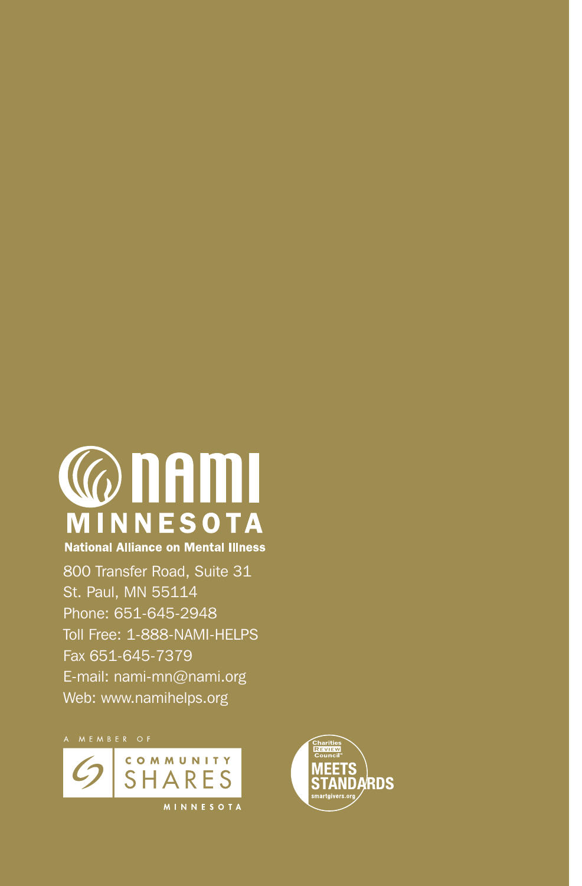# NAMI MINNESOTA

**National Alliance on Mental Illness**

800 Transfer Road, Suite 31
St. Paul, MN 55114
Phone: 651-645-2948
Toll Free: 1-888-NAMI-HELPS
Fax 651-645-7379
E-mail: nami-mn@nami.org
Web: www.namihelps.org

A MEMBER OF

COMMUNITY SHARES MINNESOTA

Charities Review Council

MEETS STANDARDS

smartgivers.org